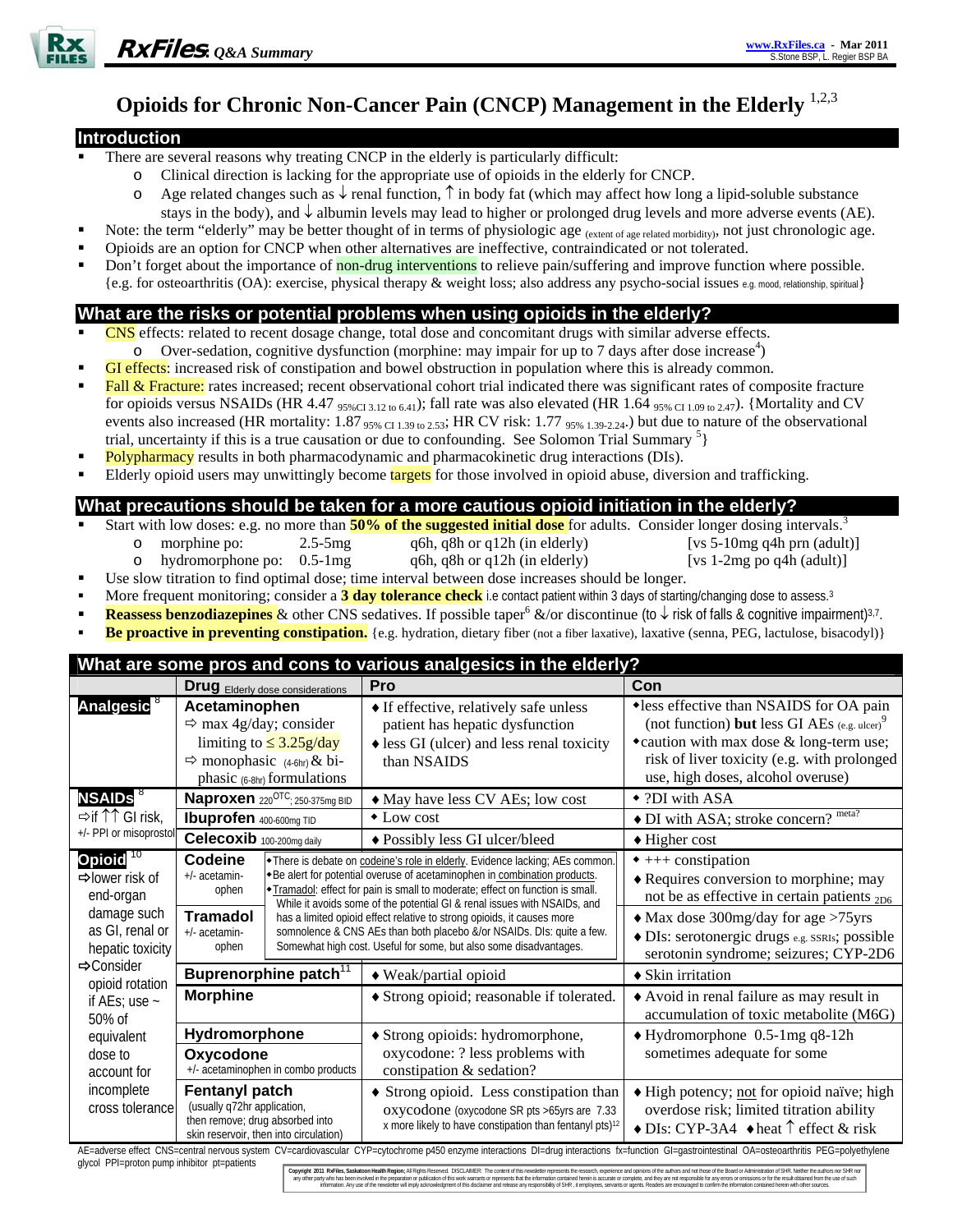# Opioids for Chronic Non-Cancer Pain (CNCP) Management in the Elderly [1,2,3]

## Introduction

- There are several reasons why treating CNCP in the elderly is particularly difficult:
  - Clinical direction is lacking for the appropriate use of opioids in the elderly for CNCP.
  - Age related changes such as ↓ renal function, ↑ in body fat (which may affect how long a lipid-soluble substance stays in the body), and ↓ albumin levels may lead to higher or prolonged drug levels and more adverse events (AE).
- Note: the term "elderly" may be better thought of in terms of physiologic age (extent of age related morbidity), not just chronologic age.
- Opioids are an option for CNCP when other alternatives are ineffective, contraindicated or not tolerated.
- Don't forget about the importance of non-drug interventions to relieve pain/suffering and improve function where possible. {e.g. for osteoarthritis (OA): exercise, physical therapy & weight loss; also address any psycho-social issues e.g. mood, relationship, spiritual}

## What are the risks or potential problems when using opioids in the elderly?

- CNS effects: related to recent dosage change, total dose and concomitant drugs with similar adverse effects.
  - Over-sedation, cognitive dysfunction (morphine: may impair for up to 7 days after dose increase[4])
- GI effects: increased risk of constipation and bowel obstruction in population where this is already common.
- Fall & Fracture: rates increased; recent observational cohort trial indicated there was significant rates of composite fracture for opioids versus NSAIDs (HR 4.47 $_{95\% CI\ 3.12\ to\ 6.41}$); fall rate was also elevated (HR 1.64 $_{95\% CI\ 1.09\ to\ 2.47}$). {Mortality and CV events also increased (HR mortality: 1.87 $_{95\% CI\ 1.39\ to\ 2.53}$; HR CV risk: 1.77 $_{95\%\ 1.39-2.24}$.) but due to nature of the observational trial, uncertainty if this is a true causation or due to confounding. See Solomon Trial Summary [5]}
- Polypharmacy results in both pharmacodynamic and pharmacokinetic drug interactions (DIs).
- Elderly opioid users may unwittingly become targets for those involved in opioid abuse, diversion and trafficking.

## What precautions should be taken for a more cautious opioid initiation in the elderly?

- Start with low doses: e.g. no more than **50% of the suggested initial dose** for adults. Consider longer dosing intervals.[3]
  - morphine po: 2.5-5mg q6h, q8h or q12h (in elderly) [vs 5-10mg q4h prn (adult)]
  - hydromorphone po: 0.5-1mg q6h, q8h or q12h (in elderly) [vs 1-2mg po q4h (adult)]
- Use slow titration to find optimal dose; time interval between dose increases should be longer.
- More frequent monitoring; consider a **3 day tolerance check** i.e contact patient within 3 days of starting/changing dose to assess.[3]
- **Reassess benzodiazepines** & other CNS sedatives. If possible taper[6] &/or discontinue (to ↓ risk of falls & cognitive impairment)[3,7].
- **Be proactive in preventing constipation.** {e.g. hydration, dietary fiber (not a fiber laxative), laxative (senna, PEG, lactulose, bisacodyl)}

## What are some pros and cons to various analgesics in the elderly?

| | Drug Elderly dose considerations | Pro | Con |
|---|---|---|---|
| **Analgesic** [8] | **Acetaminophen** ⇨ max 4g/day; consider limiting to ≤ 3.25g/day ⇨ monophasic (4-6hr) & bi-phasic (6-8hr) formulations | ♦ If effective, relatively safe unless patient has hepatic dysfunction ♦ less GI (ulcer) and less renal toxicity than NSAIDS | ♦ less effective than NSAIDS for OA pain (not function) **but** less GI AEs (e.g. ulcer)[9] ♦ caution with max dose & long-term use; risk of liver toxicity (e.g. with prolonged use, high doses, alcohol overuse) |
| **NSAIDs** [8] ⇨ if ↑↑ GI risk, +/- PPI or misoprostol | **Naproxen** 220 OTC; 250-375mg BID | ♦ May have less CV AEs; low cost | ♦ ?DI with ASA |
| | **Ibuprofen** 400-600mg TID | ♦ Low cost | ♦ DI with ASA; stroke concern? meta? |
| | **Celecoxib** 100-200mg daily | ♦ Possibly less GI ulcer/bleed | ♦ Higher cost |
| **Opioid** [10] ⇨ lower risk of end-organ damage such as GI, renal or hepatic toxicity ⇨ Consider opioid rotation if AEs; use ~ 50% of equivalent dose to account for incomplete cross tolerance | **Codeine** +/- acetaminophen | ♦ There is debate on codeine's role in elderly. Evidence lacking; AEs common. ♦ Be alert for potential overuse of acetaminophen in combination products. ♦ Tramadol: effect for pain is small to moderate; effect on function is small. While it avoids some of the potential GI & renal issues with NSAIDs, and has a limited opioid effect relative to strong opioids, it causes more somnolence & CNS AEs than both placebo &/or NSAIDs. DIs: quite a few. Somewhat high cost. Useful for some, but also some disadvantages. | ♦ +++ constipation ♦ Requires conversion to morphine; may not be as effective in certain patients 2D6 |
| | **Tramadol** +/- acetaminophen | | ♦ Max dose 300mg/day for age >75yrs ♦ DIs: serotonergic drugs e.g. SSRIs; possible serotonin syndrome; seizures; CYP-2D6 |
| | **Buprenorphine patch** [11] | ♦ Weak/partial opioid | ♦ Skin irritation |
| | **Morphine** | ♦ Strong opioid; reasonable if tolerated. | ♦ Avoid in renal failure as may result in accumulation of toxic metabolite (M6G) |
| | **Hydromorphone** | ♦ Strong opioids: hydromorphone, oxycodone: ? less problems with constipation & sedation? | ♦ Hydromorphone 0.5-1mg q8-12h sometimes adequate for some |
| | **Oxycodone** +/- acetaminophen in combo products | | |
| | **Fentanyl patch** (usually q72hr application, then remove; drug absorbed into skin reservoir, then into circulation) | ♦ Strong opioid. Less constipation than oxycodone (oxycodone SR pts >65yrs are 7.33 x more likely to have constipation than fentanyl pts)[12] | ♦ High potency; not for opioid naïve; high overdose risk; limited titration ability ♦ DIs: CYP-3A4 ♦ heat ↑ effect & risk |

AE=adverse effect CNS=central nervous system CV=cardiovascular CYP=cytochrome p450 enzyme interactions DI=drug interactions fx=function GI=gastrointestinal OA=osteoarthritis PEG=polyethylene glycol PPI=proton pump inhibitor pt=patients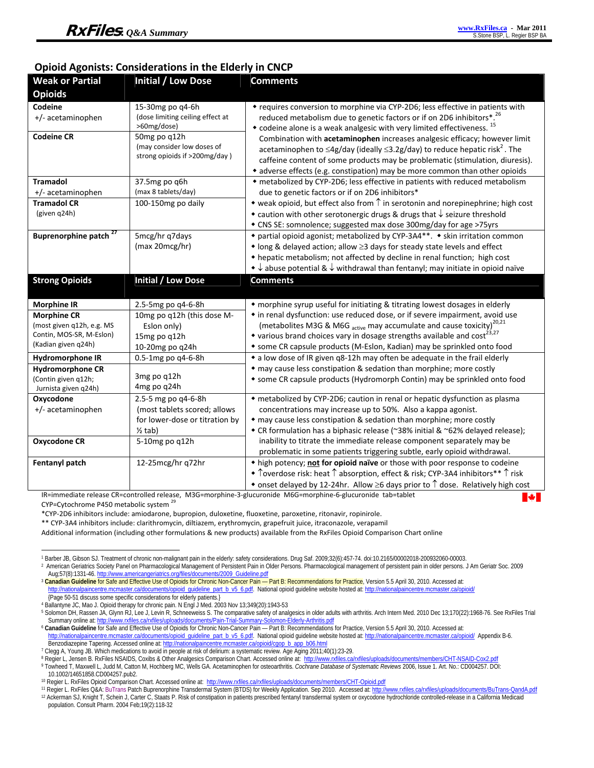## Opioid Agonists: Considerations in the Elderly in CNCP

| Weak or Partial Opioids | Initial / Low Dose | Comments |
|---|---|---|
| **Codeine** +/- acetaminophen | 15-30mg po q4-6h (dose limiting ceiling effect at >60mg/dose) | • requires conversion to morphine via CYP-2D6; less effective in patients with reduced metabolism due to genetic factors or if on 2D6 inhibitors*.[26] • codeine alone is a weak analgesic with very limited effectiveness.[15] Combination with **acetaminophen** increases analgesic efficacy; however limit acetaminophen to ≤4g/day (ideally ≤3.2g/day) to reduce hepatic risk[2]. The caffeine content of some products may be problematic (stimulation, diuresis). • adverse effects (e.g. constipation) may be more common than other opioids |
| **Codeine CR** | 50mg po q12h (may consider low doses of strong opioids if >200mg/day ) | |
| **Tramadol** +/- acetaminophen | 37.5mg po q6h (max 8 tablets/day) | • metabolized by CYP-2D6; less effective in patients with reduced metabolism due to genetic factors or if on 2D6 inhibitors* • weak opioid, but effect also from ↑ in serotonin and norepinephrine; high cost • caution with other serotonergic drugs & drugs that ↓ seizure threshold • CNS SE: somnolence; suggested max dose 300mg/day for age >75yrs |
| **Tramadol CR** (given q24h) | 100-150mg po daily | |
| **Buprenorphine patch**[27] | 5mcg/hr q7days (max 20mcg/hr) | • partial opioid agonist; metabolized by CYP-3A4**. • skin irritation common • long & delayed action; allow ≥3 days for steady state levels and effect • hepatic metabolism; not affected by decline in renal function; high cost • ↓ abuse potential & ↓ withdrawal than fentanyl; may initiate in opioid naïve |
| **Strong Opioids** | **Initial / Low Dose** | **Comments** |
| **Morphine IR** | 2.5-5mg po q4-6-8h | • morphine syrup useful for initiating & titrating lowest dosages in elderly • in renal dysfunction: use reduced dose, or if severe impairment, avoid use (metabolites M3G & M6G $_{active}$ may accumulate and cause toxicity)[20,21] • various brand choices vary in dosage strengths available and cost[23,27] • some CR capsule products (M-Eslon, Kadian) may be sprinkled onto food |
| **Morphine CR** (most given q12h, e.g. MS Contin, MOS-SR, M-Eslon) (Kadian given q24h) | 10mg po q12h (this dose M-Eslon only) 15mg po q12h 10-20mg po q24h | |
| **Hydromorphone IR** | 0.5-1mg po q4-6-8h | • a low dose of IR given q8-12h may often be adequate in the frail elderly • may cause less constipation & sedation than morphine; more costly • some CR capsule products (Hydromorph Contin) may be sprinkled onto food |
| **Hydromorphone CR** (Contin given q12h; Jurnista given q24h) | 3mg po q12h 4mg po q24h | |
| **Oxycodone** +/- acetaminophen | 2.5-5 mg po q4-6-8h (most tablets scored; allows for lower-dose or titration by ½ tab) | • metabolized by CYP-2D6; caution in renal or hepatic dysfunction as plasma concentrations may increase up to 50%. Also a kappa agonist. • may cause less constipation & sedation than morphine; more costly • CR formulation has a biphasic release (~38% initial & ~62% delayed release); inability to titrate the immediate release component separately may be problematic in some patients triggering subtle, early opioid withdrawal. |
| **Oxycodone CR** | 5-10mg po q12h | |
| **Fentanyl patch** | 12-25mcg/hr q72hr | • high potency; **not for opioid naïve** or those with poor response to codeine • ↑overdose risk: heat ↑ absorption, effect & risk; CYP-3A4 inhibitors** ↑ risk • onset delayed by 12-24hr. Allow ≥6 days prior to ↑ dose. Relatively high cost |

IR=immediate release CR=controlled release, M3G=morphine-3-glucuronide M6G=morphine-6-glucuronide tab=tablet

CYP=Cytochrome P450 metabolic system[29]

*CYP-2D6 inhibitors include: amiodarone, bupropion, duloxetine, fluoxetine, paroxetine, ritonavir, ropinirole.

** CYP-3A4 inhibitors include: clarithromycin, diltiazem, erythromycin, grapefruit juice, itraconazole, verapamil

Additional information (including other formulations & new products) available from the RxFiles Opioid Comparison Chart online

---

[1] Barber JB, Gibson SJ. Treatment of chronic non-malignant pain in the elderly: safety considerations. Drug Saf. 2009;32(6):457-74. doi:10.2165/00002018-200932060-00003.

[2] American Geriatrics Society Panel on Pharmacological Management of Persistent Pain in Older Persons. Pharmacological management of persistent pain in older persons. J Am Geriatr Soc. 2009 Aug;57(8):1331-46. http://www.americangeriatrics.org/files/documents/2009_Guideline.pdf

[3] **Canadian Guideline** for Safe and Effective Use of Opioids for Chronic Non-Cancer Pain — Part B: Recommendations for Practice, Version 5.5 April 30, 2010. Accessed at: http://nationalpaincentre.mcmaster.ca/documents/opioid_guideline_part_b_v5_6.pdf. National opioid guideline website hosted at: http://nationalpaincentre.mcmaster.ca/opioid/ {Page 50-51 discuss some specific considerations for elderly patients.}

[4] Ballantyne JC, Mao J. Opioid therapy for chronic pain. N Engl J Med. 2003 Nov 13;349(20):1943-53

[5] Solomon DH, Rassen JA, Glynn RJ, Lee J, Levin R, Schneeweiss S. The comparative safety of analgesics in older adults with arthritis. Arch Intern Med. 2010 Dec 13;170(22):1968-76. See RxFiles Trial Summary online at: http://www.rxfiles.ca/rxfiles/uploads/documents/Pain-Trial-Summary-Solomon-Elderly-Arthritis.pdf

[6] **Canadian Guideline** for Safe and Effective Use of Opioids for Chronic Non-Cancer Pain — Part B: Recommendations for Practice, Version 5.5 April 30, 2010. Accessed at: http://nationalpaincentre.mcmaster.ca/documents/opioid_guideline_part_b_v5_6.pdf. National opioid guideline website hosted at: http://nationalpaincentre.mcmaster.ca/opioid/ Appendix B-6. Benzodiazepine Tapering. Accessed online at: http://nationalpaincentre.mcmaster.ca/opioid/cgop_b_app_b06.html

[7] Clegg A, Young JB. Which medications to avoid in people at risk of delirium: a systematic review. Age Aging 2011;40(1):23-29.

[8] Regier L, Jensen B. RxFiles NSAIDS, Coxibs & Other Analgesics Comparison Chart. Accessed online at: http://www.rxfiles.ca/rxfiles/uploads/documents/members/CHT-NSAID-Cox2.pdf

[9] Towheed T, Maxwell L, Judd M, Catton M, Hochberg MC, Wells GA. Acetaminophen for osteoarthritis. *Cochrane Database of Systematic Reviews* 2006, Issue 1. Art. No.: CD004257. DOI: 10.1002/14651858.CD004257.pub2.

[10] Regier L. RxFiles Opioid Comparison Chart. Accessed online at: http://www.rxfiles.ca/rxfiles/uploads/documents/members/CHT-Opioid.pdf

[11] Regier L. RxFiles Q&A: BuTrans Patch Buprenorphine Transdermal System (BTDS) for Weekly Application. Sep 2010. Accessed at: http://www.rxfiles.ca/rxfiles/uploads/documents/BuTrans-QandA.pdf

[12] Ackerman SJ, Knight T, Schein J, Carter C, Staats P. Risk of constipation in patients prescribed fentanyl transdermal system or oxycodone hydrochloride controlled-release in a California Medicaid population. Consult Pharm. 2004 Feb;19(2):118-32